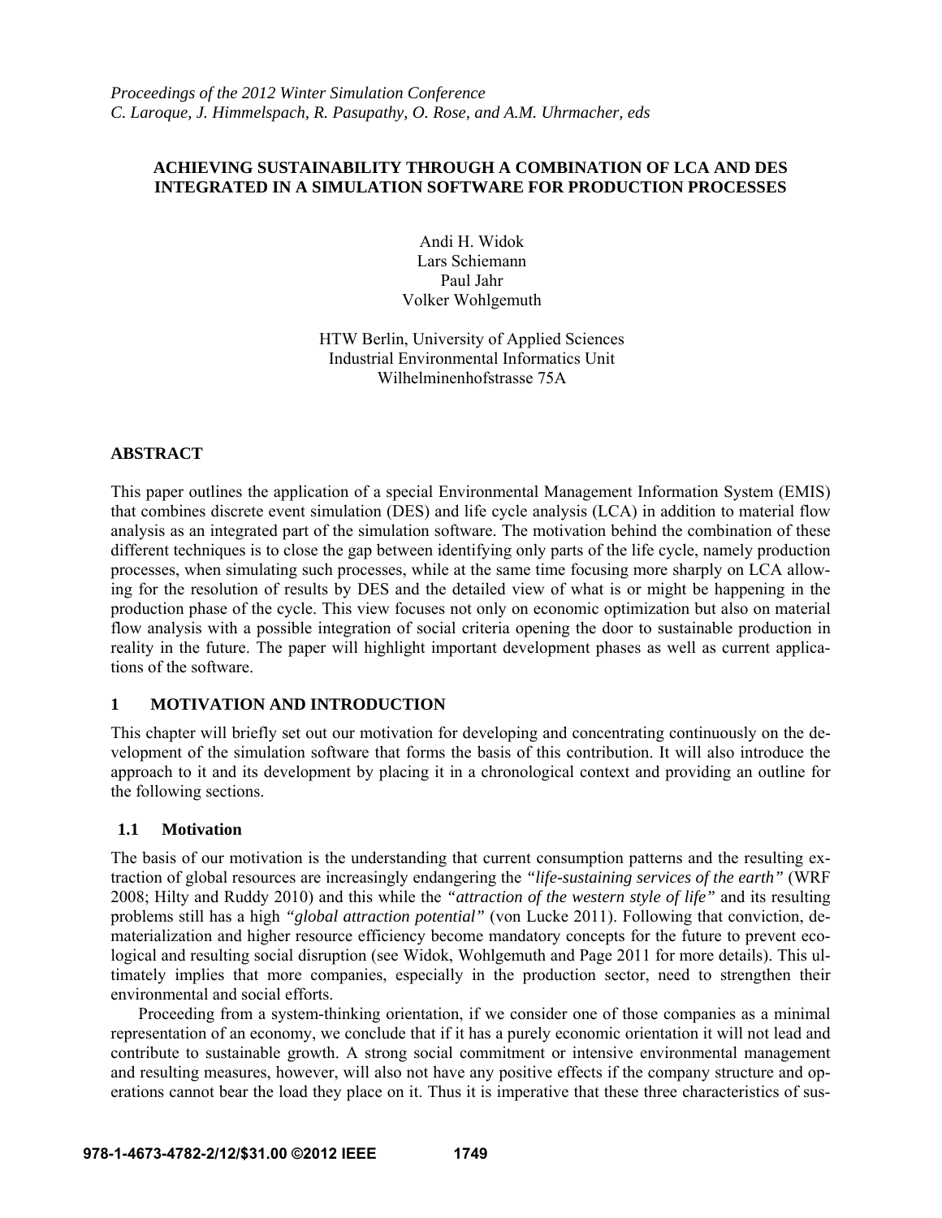*Proceedings of the 2012 Winter Simulation Conference*
*C. Laroque, J. Himmelspach, R. Pasupathy, O. Rose, and A.M. Uhrmacher, eds*

# ACHIEVING SUSTAINABILITY THROUGH A COMBINATION OF LCA AND DES INTEGRATED IN A SIMULATION SOFTWARE FOR PRODUCTION PROCESSES

Andi H. Widok
Lars Schiemann
Paul Jahr
Volker Wohlgemuth

HTW Berlin, University of Applied Sciences
Industrial Environmental Informatics Unit
Wilhelminenhofstrasse 75A

## ABSTRACT

This paper outlines the application of a special Environmental Management Information System (EMIS) that combines discrete event simulation (DES) and life cycle analysis (LCA) in addition to material flow analysis as an integrated part of the simulation software. The motivation behind the combination of these different techniques is to close the gap between identifying only parts of the life cycle, namely production processes, when simulating such processes, while at the same time focusing more sharply on LCA allowing for the resolution of results by DES and the detailed view of what is or might be happening in the production phase of the cycle. This view focuses not only on economic optimization but also on material flow analysis with a possible integration of social criteria opening the door to sustainable production in reality in the future. The paper will highlight important development phases as well as current applications of the software.

## 1 MOTIVATION AND INTRODUCTION

This chapter will briefly set out our motivation for developing and concentrating continuously on the development of the simulation software that forms the basis of this contribution. It will also introduce the approach to it and its development by placing it in a chronological context and providing an outline for the following sections.

### 1.1 Motivation

The basis of our motivation is the understanding that current consumption patterns and the resulting extraction of global resources are increasingly endangering the *"life-sustaining services of the earth"* (WRF 2008; Hilty and Ruddy 2010) and this while the *"attraction of the western style of life"* and its resulting problems still has a high *"global attraction potential"* (von Lucke 2011). Following that conviction, dematerialization and higher resource efficiency become mandatory concepts for the future to prevent ecological and resulting social disruption (see Widok, Wohlgemuth and Page 2011 for more details). This ultimately implies that more companies, especially in the production sector, need to strengthen their environmental and social efforts.

Proceeding from a system-thinking orientation, if we consider one of those companies as a minimal representation of an economy, we conclude that if it has a purely economic orientation it will not lead and contribute to sustainable growth. A strong social commitment or intensive environmental management and resulting measures, however, will also not have any positive effects if the company structure and operations cannot bear the load they place on it. Thus it is imperative that these three characteristics of sus-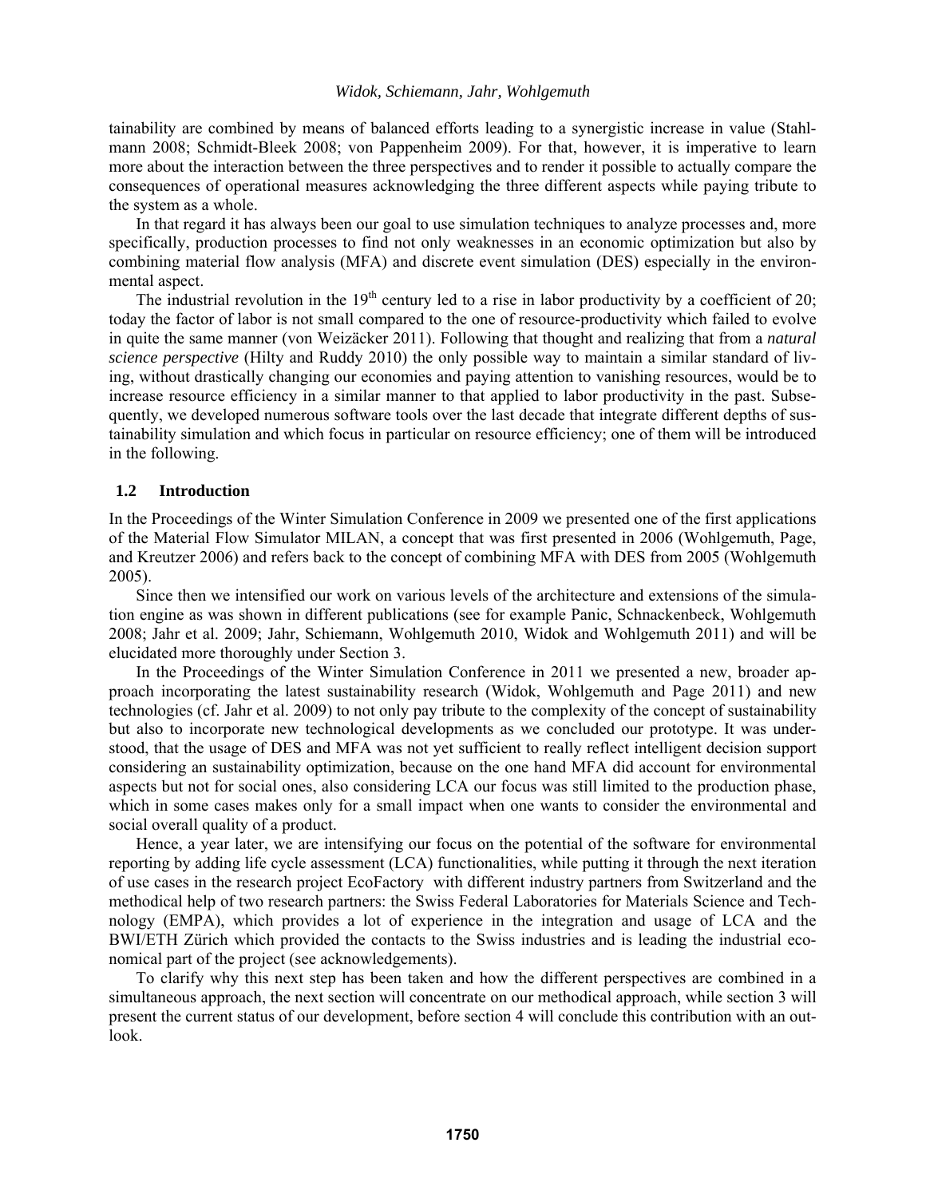tainability are combined by means of balanced efforts leading to a synergistic increase in value (Stahlmann 2008; Schmidt-Bleek 2008; von Pappenheim 2009). For that, however, it is imperative to learn more about the interaction between the three perspectives and to render it possible to actually compare the consequences of operational measures acknowledging the three different aspects while paying tribute to the system as a whole.

In that regard it has always been our goal to use simulation techniques to analyze processes and, more specifically, production processes to find not only weaknesses in an economic optimization but also by combining material flow analysis (MFA) and discrete event simulation (DES) especially in the environmental aspect.

The industrial revolution in the 19th century led to a rise in labor productivity by a coefficient of 20; today the factor of labor is not small compared to the one of resource-productivity which failed to evolve in quite the same manner (von Weizäcker 2011). Following that thought and realizing that from a *natural science perspective* (Hilty and Ruddy 2010) the only possible way to maintain a similar standard of living, without drastically changing our economies and paying attention to vanishing resources, would be to increase resource efficiency in a similar manner to that applied to labor productivity in the past. Subsequently, we developed numerous software tools over the last decade that integrate different depths of sustainability simulation and which focus in particular on resource efficiency; one of them will be introduced in the following.

### 1.2 Introduction

In the Proceedings of the Winter Simulation Conference in 2009 we presented one of the first applications of the Material Flow Simulator MILAN, a concept that was first presented in 2006 (Wohlgemuth, Page, and Kreutzer 2006) and refers back to the concept of combining MFA with DES from 2005 (Wohlgemuth 2005).

Since then we intensified our work on various levels of the architecture and extensions of the simulation engine as was shown in different publications (see for example Panic, Schnackenbeck, Wohlgemuth 2008; Jahr et al. 2009; Jahr, Schiemann, Wohlgemuth 2010, Widok and Wohlgemuth 2011) and will be elucidated more thoroughly under Section 3.

In the Proceedings of the Winter Simulation Conference in 2011 we presented a new, broader approach incorporating the latest sustainability research (Widok, Wohlgemuth and Page 2011) and new technologies (cf. Jahr et al. 2009) to not only pay tribute to the complexity of the concept of sustainability but also to incorporate new technological developments as we concluded our prototype. It was understood, that the usage of DES and MFA was not yet sufficient to really reflect intelligent decision support considering an sustainability optimization, because on the one hand MFA did account for environmental aspects but not for social ones, also considering LCA our focus was still limited to the production phase, which in some cases makes only for a small impact when one wants to consider the environmental and social overall quality of a product.

Hence, a year later, we are intensifying our focus on the potential of the software for environmental reporting by adding life cycle assessment (LCA) functionalities, while putting it through the next iteration of use cases in the research project EcoFactory with different industry partners from Switzerland and the methodical help of two research partners: the Swiss Federal Laboratories for Materials Science and Technology (EMPA), which provides a lot of experience in the integration and usage of LCA and the BWI/ETH Zürich which provided the contacts to the Swiss industries and is leading the industrial economical part of the project (see acknowledgements).

To clarify why this next step has been taken and how the different perspectives are combined in a simultaneous approach, the next section will concentrate on our methodical approach, while section 3 will present the current status of our development, before section 4 will conclude this contribution with an outlook.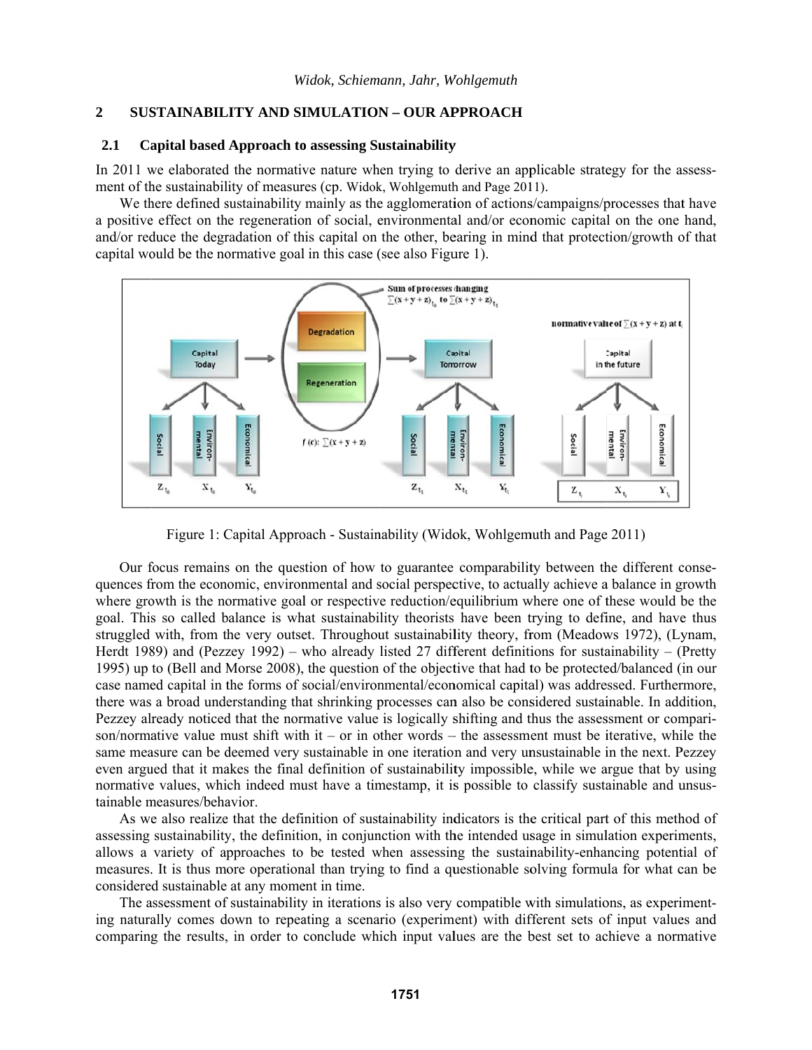## 2 SUSTAINABILITY AND SIMULATION – OUR APPROACH

### 2.1 Capital based Approach to assessing Sustainability

In 2011 we elaborated the normative nature when trying to derive an applicable strategy for the assessment of the sustainability of measures (cp. Widok, Wohlgemuth and Page 2011).

We there defined sustainability mainly as the agglomeration of actions/campaigns/processes that have a positive effect on the regeneration of social, environmental and/or economic capital on the one hand, and/or reduce the degradation of this capital on the other, bearing in mind that protection/growth of that capital would be the normative goal in this case (see also Figure 1).

Figure 1: Capital Approach - Sustainability (Widok, Wohlgemuth and Page 2011)

Our focus remains on the question of how to guarantee comparability between the different consequences from the economic, environmental and social perspective, to actually achieve a balance in growth where growth is the normative goal or respective reduction/equilibrium where one of these would be the goal. This so called balance is what sustainability theorists have been trying to define, and have thus struggled with, from the very outset. Throughout sustainability theory, from (Meadows 1972), (Lynam, Herdt 1989) and (Pezzey 1992) – who already listed 27 different definitions for sustainability – (Pretty 1995) up to (Bell and Morse 2008), the question of the objective that had to be protected/balanced (in our case named capital in the forms of social/environmental/economical capital) was addressed. Furthermore, there was a broad understanding that shrinking processes can also be considered sustainable. In addition, Pezzey already noticed that the normative value is logically shifting and thus the assessment or comparison/normative value must shift with it – or in other words – the assessment must be iterative, while the same measure can be deemed very sustainable in one iteration and very unsustainable in the next. Pezzey even argued that it makes the final definition of sustainability impossible, while we argue that by using normative values, which indeed must have a timestamp, it is possible to classify sustainable and unsustainable measures/behavior.

As we also realize that the definition of sustainability indicators is the critical part of this method of assessing sustainability, the definition, in conjunction with the intended usage in simulation experiments, allows a variety of approaches to be tested when assessing the sustainability-enhancing potential of measures. It is thus more operational than trying to find a questionable solving formula for what can be considered sustainable at any moment in time.

The assessment of sustainability in iterations is also very compatible with simulations, as experimenting naturally comes down to repeating a scenario (experiment) with different sets of input values and comparing the results, in order to conclude which input values are the best set to achieve a normative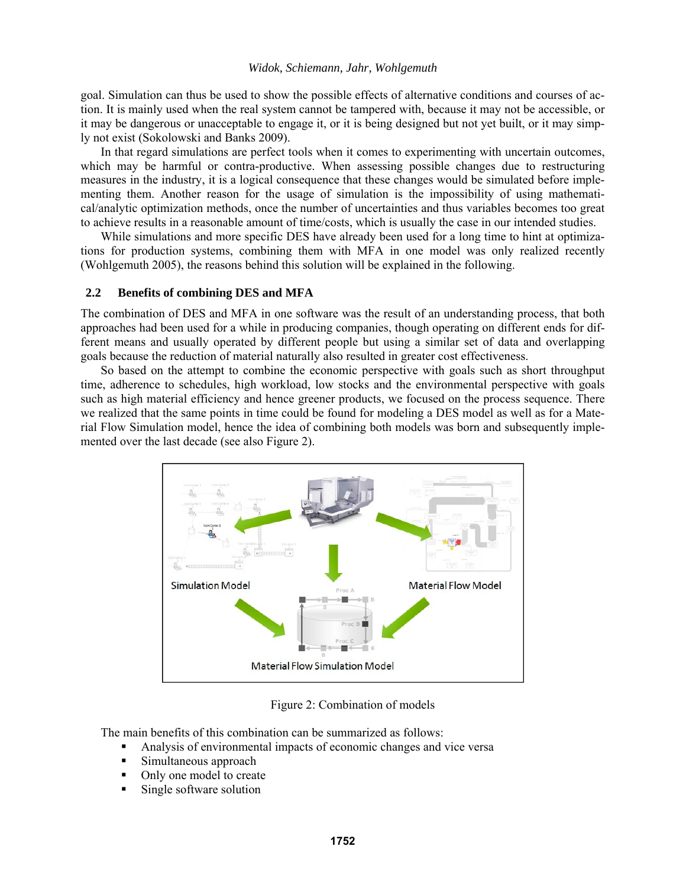goal. Simulation can thus be used to show the possible effects of alternative conditions and courses of action. It is mainly used when the real system cannot be tampered with, because it may not be accessible, or it may be dangerous or unacceptable to engage it, or it is being designed but not yet built, or it may simply not exist (Sokolowski and Banks 2009).

In that regard simulations are perfect tools when it comes to experimenting with uncertain outcomes, which may be harmful or contra-productive. When assessing possible changes due to restructuring measures in the industry, it is a logical consequence that these changes would be simulated before implementing them. Another reason for the usage of simulation is the impossibility of using mathematical/analytic optimization methods, once the number of uncertainties and thus variables becomes too great to achieve results in a reasonable amount of time/costs, which is usually the case in our intended studies.

While simulations and more specific DES have already been used for a long time to hint at optimizations for production systems, combining them with MFA in one model was only realized recently (Wohlgemuth 2005), the reasons behind this solution will be explained in the following.

## 2.2 Benefits of combining DES and MFA

The combination of DES and MFA in one software was the result of an understanding process, that both approaches had been used for a while in producing companies, though operating on different ends for different means and usually operated by different people but using a similar set of data and overlapping goals because the reduction of material naturally also resulted in greater cost effectiveness.

So based on the attempt to combine the economic perspective with goals such as short throughput time, adherence to schedules, high workload, low stocks and the environmental perspective with goals such as high material efficiency and hence greener products, we focused on the process sequence. There we realized that the same points in time could be found for modeling a DES model as well as for a Material Flow Simulation model, hence the idea of combining both models was born and subsequently implemented over the last decade (see also Figure 2).

Simulation Model

Material Flow Model

Material Flow Simulation Model

Figure 2: Combination of models

The main benefits of this combination can be summarized as follows:

- Analysis of environmental impacts of economic changes and vice versa
- Simultaneous approach
- Only one model to create
- Single software solution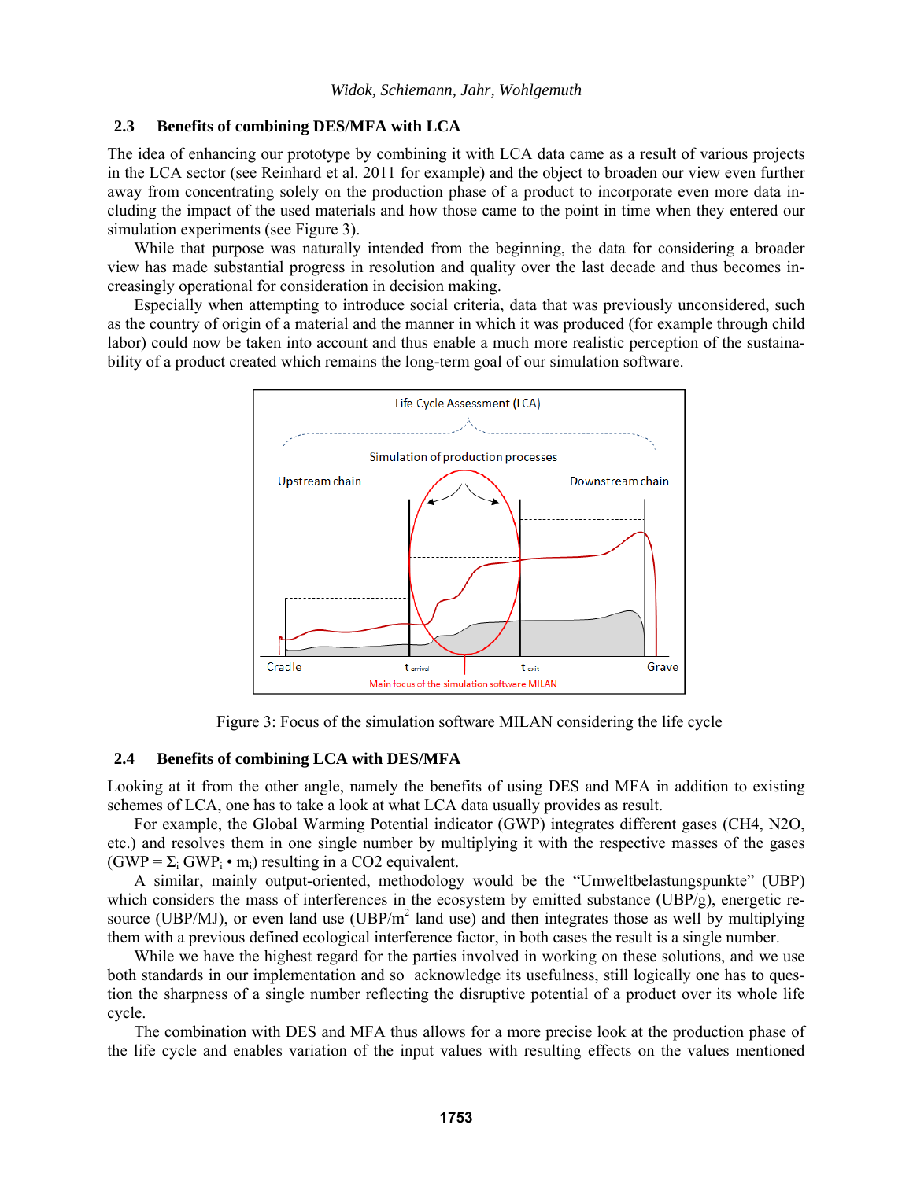### 2.3 Benefits of combining DES/MFA with LCA

The idea of enhancing our prototype by combining it with LCA data came as a result of various projects in the LCA sector (see Reinhard et al. 2011 for example) and the object to broaden our view even further away from concentrating solely on the production phase of a product to incorporate even more data including the impact of the used materials and how those came to the point in time when they entered our simulation experiments (see Figure 3).

While that purpose was naturally intended from the beginning, the data for considering a broader view has made substantial progress in resolution and quality over the last decade and thus becomes increasingly operational for consideration in decision making.

Especially when attempting to introduce social criteria, data that was previously unconsidered, such as the country of origin of a material and the manner in which it was produced (for example through child labor) could now be taken into account and thus enable a much more realistic perception of the sustainability of a product created which remains the long-term goal of our simulation software.

Figure 3: Focus of the simulation software MILAN considering the life cycle

### 2.4 Benefits of combining LCA with DES/MFA

Looking at it from the other angle, namely the benefits of using DES and MFA in addition to existing schemes of LCA, one has to take a look at what LCA data usually provides as result.

For example, the Global Warming Potential indicator (GWP) integrates different gases ($CH_4$, $N_2O$, etc.) and resolves them in one single number by multiplying it with the respective masses of the gases ($GWP = \Sigma_i \, GWP_i \bullet m_i$) resulting in a $CO_2$ equivalent.

A similar, mainly output-oriented, methodology would be the "Umweltbelastungspunkte" (UBP) which considers the mass of interferences in the ecosystem by emitted substance (UBP/g), energetic resource (UBP/MJ), or even land use (UBP/$m^2$ land use) and then integrates those as well by multiplying them with a previous defined ecological interference factor, in both cases the result is a single number.

While we have the highest regard for the parties involved in working on these solutions, and we use both standards in our implementation and so acknowledge its usefulness, still logically one has to question the sharpness of a single number reflecting the disruptive potential of a product over its whole life cycle.

The combination with DES and MFA thus allows for a more precise look at the production phase of the life cycle and enables variation of the input values with resulting effects on the values mentioned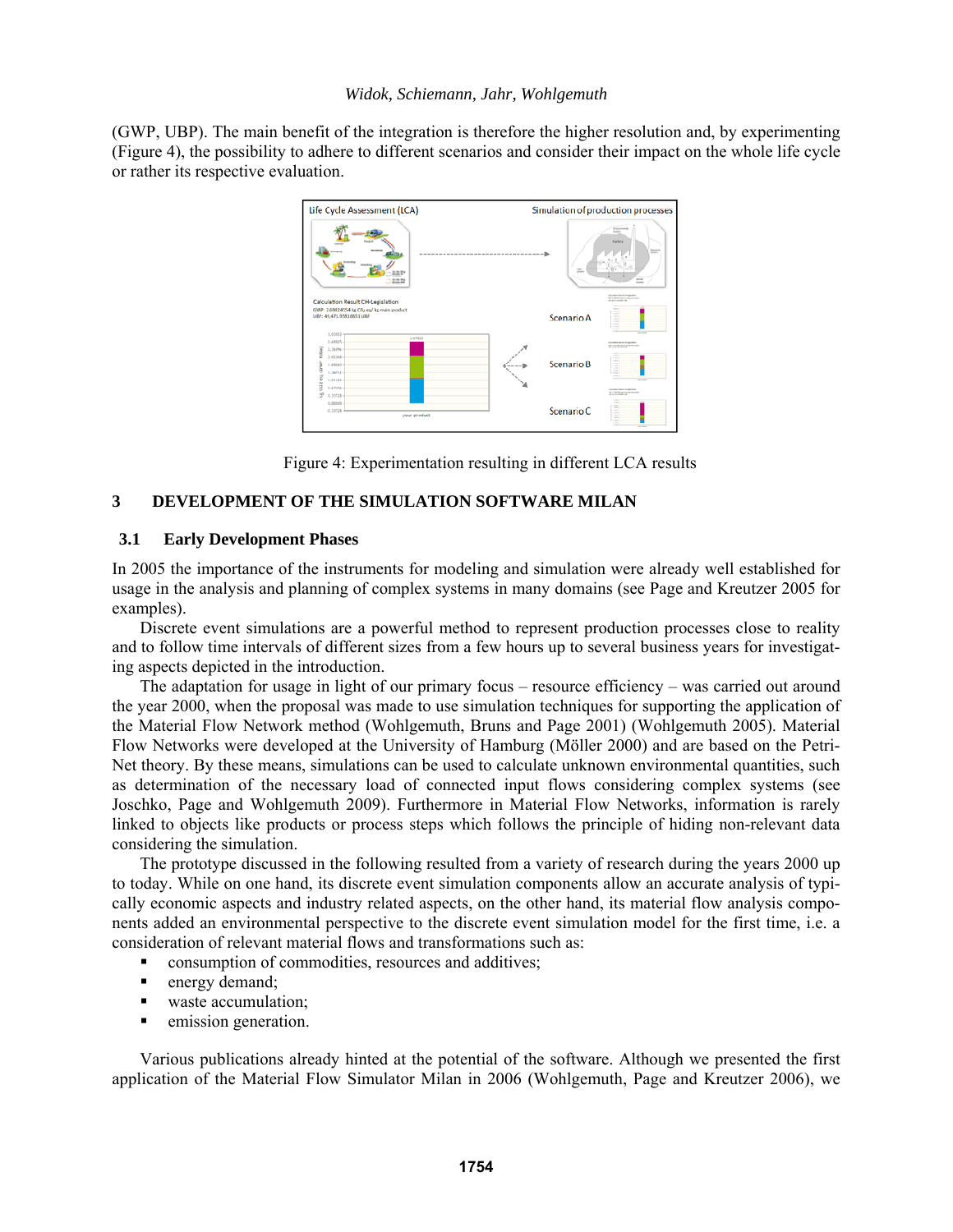(GWP, UBP). The main benefit of the integration is therefore the higher resolution and, by experimenting (Figure 4), the possibility to adhere to different scenarios and consider their impact on the whole life cycle or rather its respective evaluation.

Figure 4: Experimentation resulting in different LCA results

## 3 DEVELOPMENT OF THE SIMULATION SOFTWARE MILAN

### 3.1 Early Development Phases

In 2005 the importance of the instruments for modeling and simulation were already well established for usage in the analysis and planning of complex systems in many domains (see Page and Kreutzer 2005 for examples).

Discrete event simulations are a powerful method to represent production processes close to reality and to follow time intervals of different sizes from a few hours up to several business years for investigating aspects depicted in the introduction.

The adaptation for usage in light of our primary focus – resource efficiency – was carried out around the year 2000, when the proposal was made to use simulation techniques for supporting the application of the Material Flow Network method (Wohlgemuth, Bruns and Page 2001) (Wohlgemuth 2005). Material Flow Networks were developed at the University of Hamburg (Möller 2000) and are based on the Petri-Net theory. By these means, simulations can be used to calculate unknown environmental quantities, such as determination of the necessary load of connected input flows considering complex systems (see Joschko, Page and Wohlgemuth 2009). Furthermore in Material Flow Networks, information is rarely linked to objects like products or process steps which follows the principle of hiding non-relevant data considering the simulation.

The prototype discussed in the following resulted from a variety of research during the years 2000 up to today. While on one hand, its discrete event simulation components allow an accurate analysis of typically economic aspects and industry related aspects, on the other hand, its material flow analysis components added an environmental perspective to the discrete event simulation model for the first time, i.e. a consideration of relevant material flows and transformations such as:

- consumption of commodities, resources and additives;
- energy demand;
- waste accumulation;
- emission generation.

Various publications already hinted at the potential of the software. Although we presented the first application of the Material Flow Simulator Milan in 2006 (Wohlgemuth, Page and Kreutzer 2006), we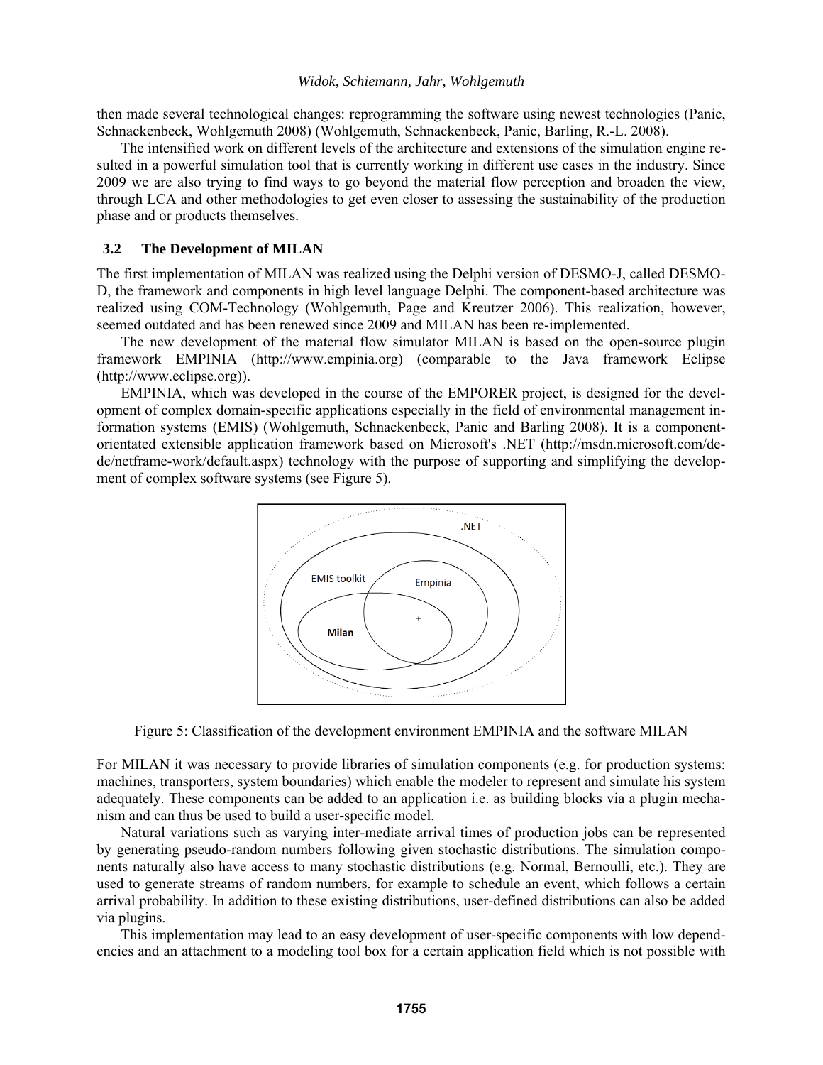then made several technological changes: reprogramming the software using newest technologies (Panic, Schnackenbeck, Wohlgemuth 2008) (Wohlgemuth, Schnackenbeck, Panic, Barling, R.-L. 2008).

The intensified work on different levels of the architecture and extensions of the simulation engine resulted in a powerful simulation tool that is currently working in different use cases in the industry. Since 2009 we are also trying to find ways to go beyond the material flow perception and broaden the view, through LCA and other methodologies to get even closer to assessing the sustainability of the production phase and or products themselves.

### 3.2 The Development of MILAN

The first implementation of MILAN was realized using the Delphi version of DESMO-J, called DESMO-D, the framework and components in high level language Delphi. The component-based architecture was realized using COM-Technology (Wohlgemuth, Page and Kreutzer 2006). This realization, however, seemed outdated and has been renewed since 2009 and MILAN has been re-implemented.

The new development of the material flow simulator MILAN is based on the open-source plugin framework EMPINIA (http://www.empinia.org) (comparable to the Java framework Eclipse (http://www.eclipse.org)).

EMPINIA, which was developed in the course of the EMPORER project, is designed for the development of complex domain-specific applications especially in the field of environmental management information systems (EMIS) (Wohlgemuth, Schnackenbeck, Panic and Barling 2008). It is a component-orientated extensible application framework based on Microsoft's .NET (http://msdn.microsoft.com/de-de/netframe-work/default.aspx) technology with the purpose of supporting and simplifying the development of complex software systems (see Figure 5).

Figure 5: Classification of the development environment EMPINIA and the software MILAN

For MILAN it was necessary to provide libraries of simulation components (e.g. for production systems: machines, transporters, system boundaries) which enable the modeler to represent and simulate his system adequately. These components can be added to an application i.e. as building blocks via a plugin mechanism and can thus be used to build a user-specific model.

Natural variations such as varying inter-mediate arrival times of production jobs can be represented by generating pseudo-random numbers following given stochastic distributions. The simulation components naturally also have access to many stochastic distributions (e.g. Normal, Bernoulli, etc.). They are used to generate streams of random numbers, for example to schedule an event, which follows a certain arrival probability. In addition to these existing distributions, user-defined distributions can also be added via plugins.

This implementation may lead to an easy development of user-specific components with low dependencies and an attachment to a modeling tool box for a certain application field which is not possible with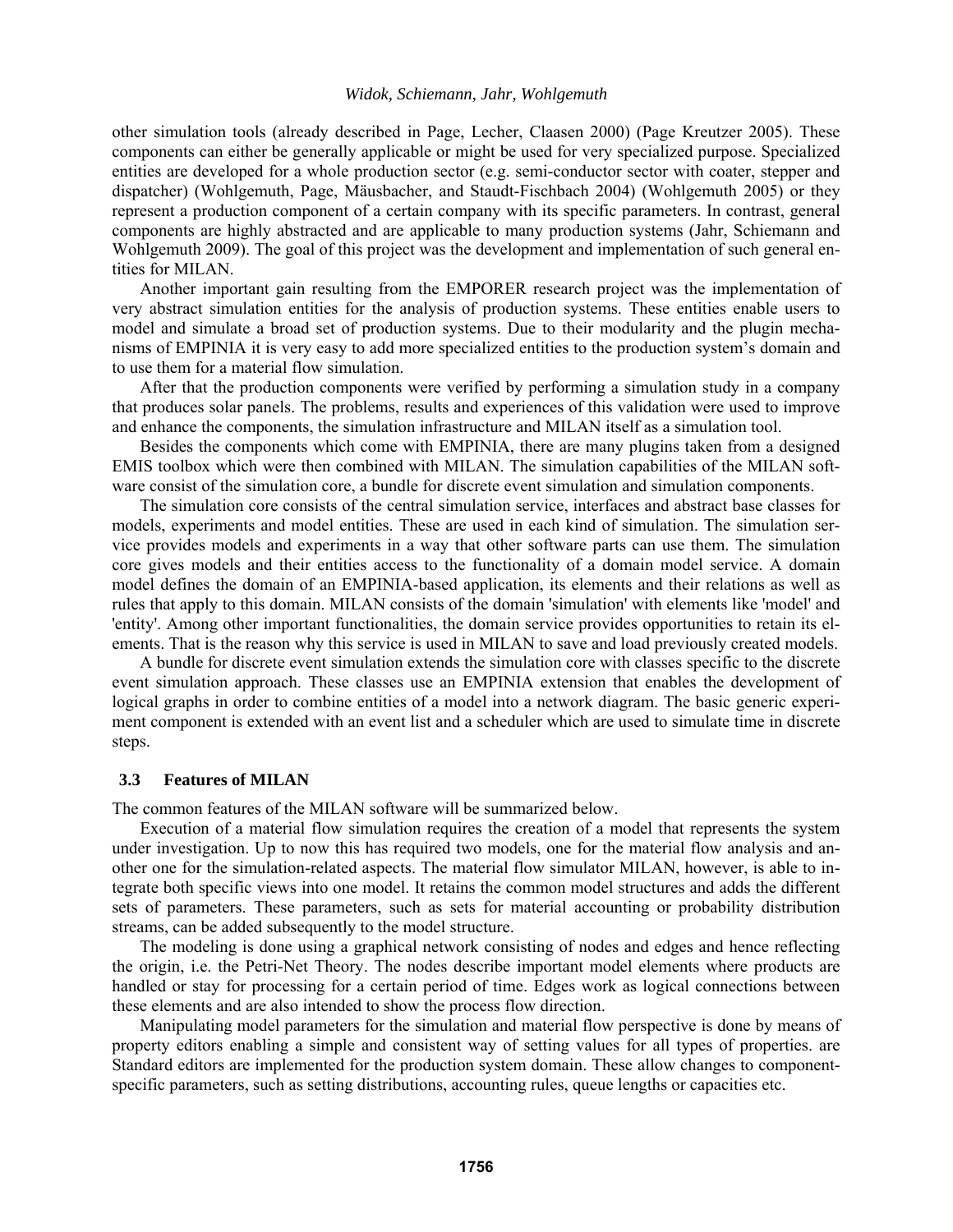other simulation tools (already described in Page, Lecher, Claasen 2000) (Page Kreutzer 2005). These components can either be generally applicable or might be used for very specialized purpose. Specialized entities are developed for a whole production sector (e.g. semi-conductor sector with coater, stepper and dispatcher) (Wohlgemuth, Page, Mäusbacher, and Staudt-Fischbach 2004) (Wohlgemuth 2005) or they represent a production component of a certain company with its specific parameters. In contrast, general components are highly abstracted and are applicable to many production systems (Jahr, Schiemann and Wohlgemuth 2009). The goal of this project was the development and implementation of such general entities for MILAN.

Another important gain resulting from the EMPORER research project was the implementation of very abstract simulation entities for the analysis of production systems. These entities enable users to model and simulate a broad set of production systems. Due to their modularity and the plugin mechanisms of EMPINIA it is very easy to add more specialized entities to the production system's domain and to use them for a material flow simulation.

After that the production components were verified by performing a simulation study in a company that produces solar panels. The problems, results and experiences of this validation were used to improve and enhance the components, the simulation infrastructure and MILAN itself as a simulation tool.

Besides the components which come with EMPINIA, there are many plugins taken from a designed EMIS toolbox which were then combined with MILAN. The simulation capabilities of the MILAN software consist of the simulation core, a bundle for discrete event simulation and simulation components.

The simulation core consists of the central simulation service, interfaces and abstract base classes for models, experiments and model entities. These are used in each kind of simulation. The simulation service provides models and experiments in a way that other software parts can use them. The simulation core gives models and their entities access to the functionality of a domain model service. A domain model defines the domain of an EMPINIA-based application, its elements and their relations as well as rules that apply to this domain. MILAN consists of the domain 'simulation' with elements like 'model' and 'entity'. Among other important functionalities, the domain service provides opportunities to retain its elements. That is the reason why this service is used in MILAN to save and load previously created models.

A bundle for discrete event simulation extends the simulation core with classes specific to the discrete event simulation approach. These classes use an EMPINIA extension that enables the development of logical graphs in order to combine entities of a model into a network diagram. The basic generic experiment component is extended with an event list and a scheduler which are used to simulate time in discrete steps.

### 3.3 Features of MILAN

The common features of the MILAN software will be summarized below.

Execution of a material flow simulation requires the creation of a model that represents the system under investigation. Up to now this has required two models, one for the material flow analysis and another one for the simulation-related aspects. The material flow simulator MILAN, however, is able to integrate both specific views into one model. It retains the common model structures and adds the different sets of parameters. These parameters, such as sets for material accounting or probability distribution streams, can be added subsequently to the model structure.

The modeling is done using a graphical network consisting of nodes and edges and hence reflecting the origin, i.e. the Petri-Net Theory. The nodes describe important model elements where products are handled or stay for processing for a certain period of time. Edges work as logical connections between these elements and are also intended to show the process flow direction.

Manipulating model parameters for the simulation and material flow perspective is done by means of property editors enabling a simple and consistent way of setting values for all types of properties. are Standard editors are implemented for the production system domain. These allow changes to component-specific parameters, such as setting distributions, accounting rules, queue lengths or capacities etc.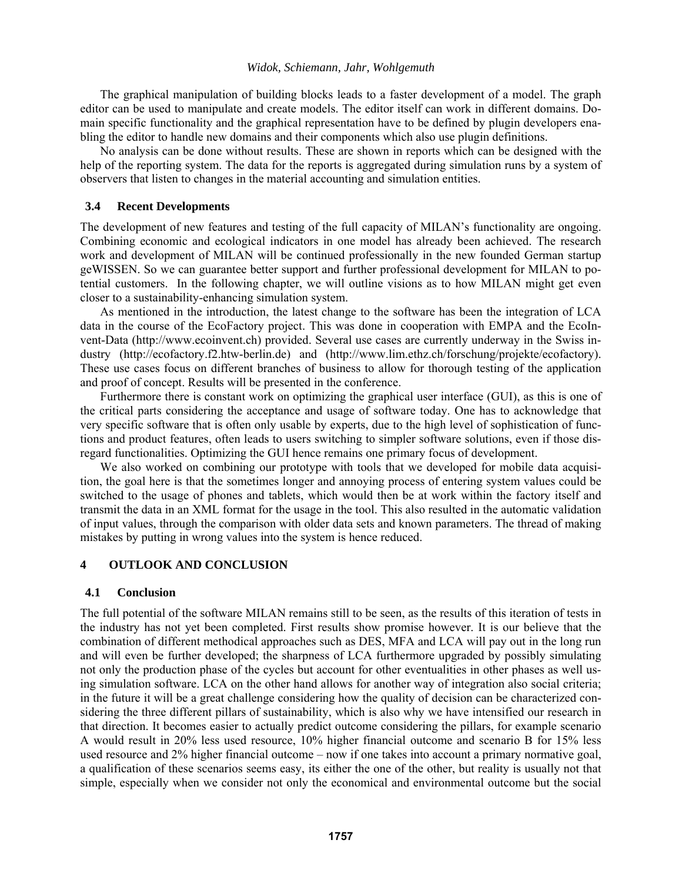The graphical manipulation of building blocks leads to a faster development of a model. The graph editor can be used to manipulate and create models. The editor itself can work in different domains. Domain specific functionality and the graphical representation have to be defined by plugin developers enabling the editor to handle new domains and their components which also use plugin definitions.

No analysis can be done without results. These are shown in reports which can be designed with the help of the reporting system. The data for the reports is aggregated during simulation runs by a system of observers that listen to changes in the material accounting and simulation entities.

### 3.4 Recent Developments

The development of new features and testing of the full capacity of MILAN's functionality are ongoing. Combining economic and ecological indicators in one model has already been achieved. The research work and development of MILAN will be continued professionally in the new founded German startup geWISSEN. So we can guarantee better support and further professional development for MILAN to potential customers. In the following chapter, we will outline visions as to how MILAN might get even closer to a sustainability-enhancing simulation system.

As mentioned in the introduction, the latest change to the software has been the integration of LCA data in the course of the EcoFactory project. This was done in cooperation with EMPA and the EcoInvent-Data (http://www.ecoinvent.ch) provided. Several use cases are currently underway in the Swiss industry (http://ecofactory.f2.htw-berlin.de) and (http://www.lim.ethz.ch/forschung/projekte/ecofactory). These use cases focus on different branches of business to allow for thorough testing of the application and proof of concept. Results will be presented in the conference.

Furthermore there is constant work on optimizing the graphical user interface (GUI), as this is one of the critical parts considering the acceptance and usage of software today. One has to acknowledge that very specific software that is often only usable by experts, due to the high level of sophistication of functions and product features, often leads to users switching to simpler software solutions, even if those disregard functionalities. Optimizing the GUI hence remains one primary focus of development.

We also worked on combining our prototype with tools that we developed for mobile data acquisition, the goal here is that the sometimes longer and annoying process of entering system values could be switched to the usage of phones and tablets, which would then be at work within the factory itself and transmit the data in an XML format for the usage in the tool. This also resulted in the automatic validation of input values, through the comparison with older data sets and known parameters. The thread of making mistakes by putting in wrong values into the system is hence reduced.

## 4 OUTLOOK AND CONCLUSION

### 4.1 Conclusion

The full potential of the software MILAN remains still to be seen, as the results of this iteration of tests in the industry has not yet been completed. First results show promise however. It is our believe that the combination of different methodical approaches such as DES, MFA and LCA will pay out in the long run and will even be further developed; the sharpness of LCA furthermore upgraded by possibly simulating not only the production phase of the cycles but account for other eventualities in other phases as well using simulation software. LCA on the other hand allows for another way of integration also social criteria; in the future it will be a great challenge considering how the quality of decision can be characterized considering the three different pillars of sustainability, which is also why we have intensified our research in that direction. It becomes easier to actually predict outcome considering the pillars, for example scenario A would result in 20% less used resource, 10% higher financial outcome and scenario B for 15% less used resource and 2% higher financial outcome – now if one takes into account a primary normative goal, a qualification of these scenarios seems easy, its either the one of the other, but reality is usually not that simple, especially when we consider not only the economical and environmental outcome but the social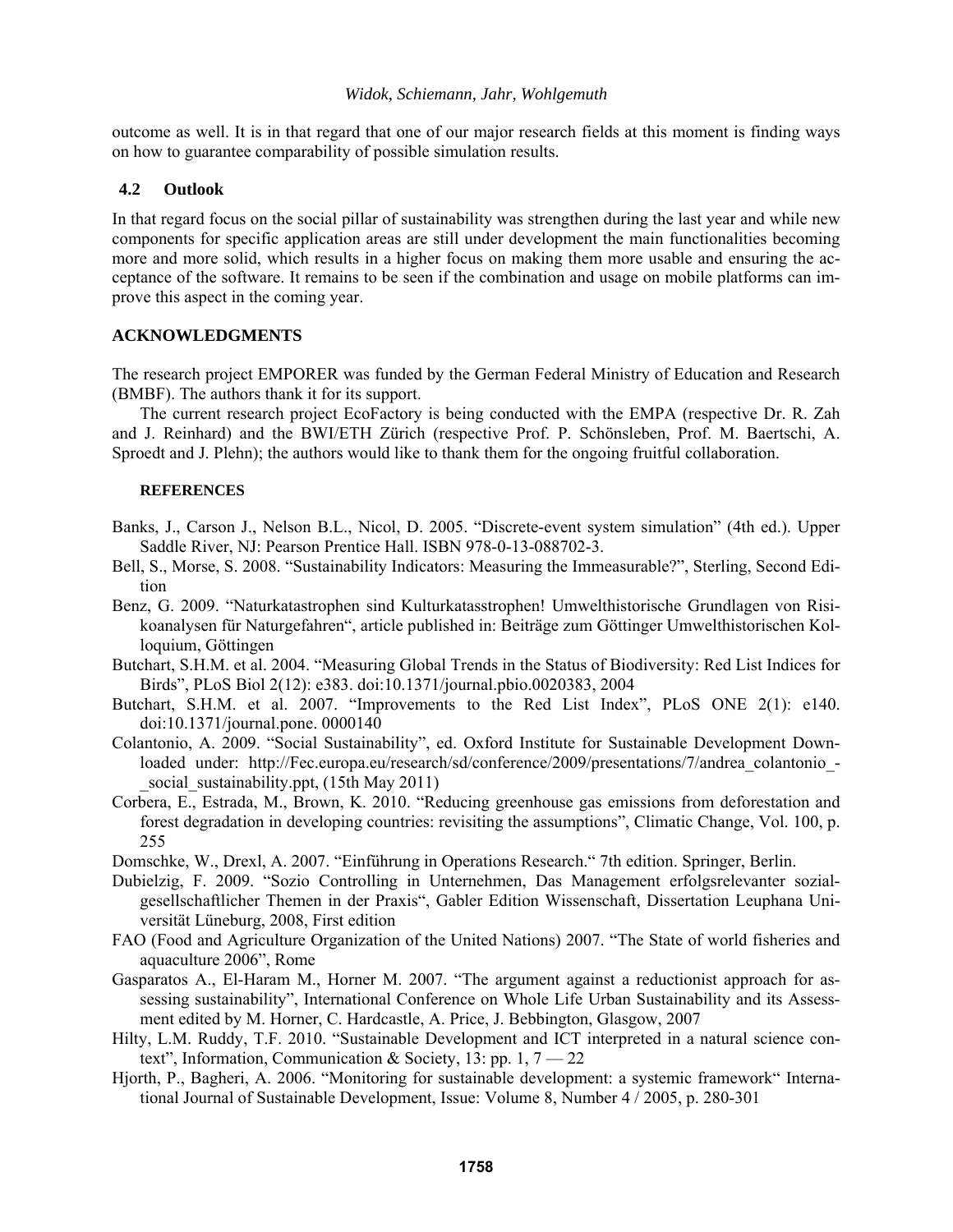outcome as well. It is in that regard that one of our major research fields at this moment is finding ways on how to guarantee comparability of possible simulation results.

## 4.2 Outlook

In that regard focus on the social pillar of sustainability was strengthen during the last year and while new components for specific application areas are still under development the main functionalities becoming more and more solid, which results in a higher focus on making them more usable and ensuring the acceptance of the software. It remains to be seen if the combination and usage on mobile platforms can improve this aspect in the coming year.

## ACKNOWLEDGMENTS

The research project EMPORER was funded by the German Federal Ministry of Education and Research (BMBF). The authors thank it for its support.

The current research project EcoFactory is being conducted with the EMPA (respective Dr. R. Zah and J. Reinhard) and the BWI/ETH Zürich (respective Prof. P. Schönsleben, Prof. M. Baertschi, A. Sproedt and J. Plehn); the authors would like to thank them for the ongoing fruitful collaboration.

## REFERENCES

Banks, J., Carson J., Nelson B.L., Nicol, D. 2005. "Discrete-event system simulation" (4th ed.). Upper Saddle River, NJ: Pearson Prentice Hall. ISBN 978-0-13-088702-3.

Bell, S., Morse, S. 2008. "Sustainability Indicators: Measuring the Immeasurable?", Sterling, Second Edition

Benz, G. 2009. "Naturkatastrophen sind Kulturkatasstrophen! Umwelthistorische Grundlagen von Risikoanalysen für Naturgefahren", article published in: Beiträge zum Göttinger Umwelthistorischen Kolloquium, Göttingen

Butchart, S.H.M. et al. 2004. "Measuring Global Trends in the Status of Biodiversity: Red List Indices for Birds", PLoS Biol 2(12): e383. doi:10.1371/journal.pbio.0020383, 2004

Butchart, S.H.M. et al. 2007. "Improvements to the Red List Index", PLoS ONE 2(1): e140. doi:10.1371/journal.pone. 0000140

Colantonio, A. 2009. "Social Sustainability", ed. Oxford Institute for Sustainable Development Downloaded under: http://Fec.europa.eu/research/sd/conference/2009/presentations/7/andrea_colantonio_-_social_sustainability.ppt, (15th May 2011)

Corbera, E., Estrada, M., Brown, K. 2010. "Reducing greenhouse gas emissions from deforestation and forest degradation in developing countries: revisiting the assumptions", Climatic Change, Vol. 100, p. 255

Domschke, W., Drexl, A. 2007. "Einführung in Operations Research." 7th edition. Springer, Berlin.

Dubielzig, F. 2009. "Sozio Controlling in Unternehmen, Das Management erfolgsrelevanter sozialgesellschaftlicher Themen in der Praxis", Gabler Edition Wissenschaft, Dissertation Leuphana Universität Lüneburg, 2008, First edition

FAO (Food and Agriculture Organization of the United Nations) 2007. "The State of world fisheries and aquaculture 2006", Rome

Gasparatos A., El-Haram M., Horner M. 2007. "The argument against a reductionist approach for assessing sustainability", International Conference on Whole Life Urban Sustainability and its Assessment edited by M. Horner, C. Hardcastle, A. Price, J. Bebbington, Glasgow, 2007

Hilty, L.M. Ruddy, T.F. 2010. "Sustainable Development and ICT interpreted in a natural science context", Information, Communication & Society, 13: pp. 1, 7 — 22

Hjorth, P., Bagheri, A. 2006. "Monitoring for sustainable development: a systemic framework" International Journal of Sustainable Development, Issue: Volume 8, Number 4 / 2005, p. 280-301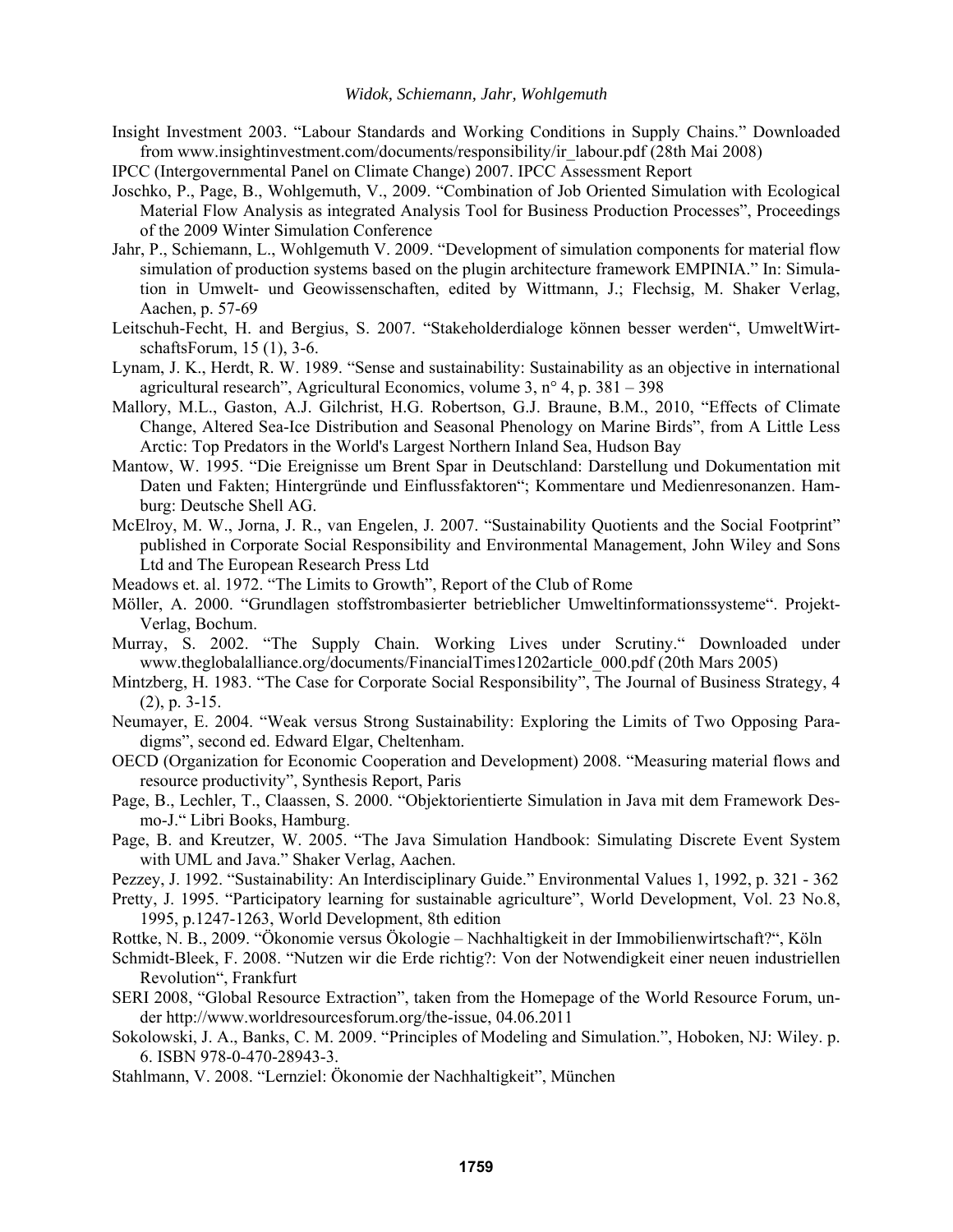Insight Investment 2003. "Labour Standards and Working Conditions in Supply Chains." Downloaded from www.insightinvestment.com/documents/responsibility/ir_labour.pdf (28th Mai 2008)

IPCC (Intergovernmental Panel on Climate Change) 2007. IPCC Assessment Report

Joschko, P., Page, B., Wohlgemuth, V., 2009. "Combination of Job Oriented Simulation with Ecological Material Flow Analysis as integrated Analysis Tool for Business Production Processes", Proceedings of the 2009 Winter Simulation Conference

Jahr, P., Schiemann, L., Wohlgemuth V. 2009. "Development of simulation components for material flow simulation of production systems based on the plugin architecture framework EMPINIA." In: Simulation in Umwelt- und Geowissenschaften, edited by Wittmann, J.; Flechsig, M. Shaker Verlag, Aachen, p. 57-69

Leitschuh-Fecht, H. and Bergius, S. 2007. "Stakeholderdialoge können besser werden", UmweltWirtschaftsForum, 15 (1), 3-6.

Lynam, J. K., Herdt, R. W. 1989. "Sense and sustainability: Sustainability as an objective in international agricultural research", Agricultural Economics, volume 3, n° 4, p. 381 – 398

Mallory, M.L., Gaston, A.J. Gilchrist, H.G. Robertson, G.J. Braune, B.M., 2010, "Effects of Climate Change, Altered Sea-Ice Distribution and Seasonal Phenology on Marine Birds", from A Little Less Arctic: Top Predators in the World's Largest Northern Inland Sea, Hudson Bay

Mantow, W. 1995. "Die Ereignisse um Brent Spar in Deutschland: Darstellung und Dokumentation mit Daten und Fakten; Hintergründe und Einflussfaktoren"; Kommentare und Medienresonanzen. Hamburg: Deutsche Shell AG.

McElroy, M. W., Jorna, J. R., van Engelen, J. 2007. "Sustainability Quotients and the Social Footprint" published in Corporate Social Responsibility and Environmental Management, John Wiley and Sons Ltd and The European Research Press Ltd

Meadows et. al. 1972. "The Limits to Growth", Report of the Club of Rome

Möller, A. 2000. "Grundlagen stoffstrombasierter betrieblicher Umweltinformationssysteme". Projekt-Verlag, Bochum.

Murray, S. 2002. "The Supply Chain. Working Lives under Scrutiny." Downloaded under www.theglobalalliance.org/documents/FinancialTimes1202article_000.pdf (20th Mars 2005)

Mintzberg, H. 1983. "The Case for Corporate Social Responsibility", The Journal of Business Strategy, 4 (2), p. 3-15.

Neumayer, E. 2004. "Weak versus Strong Sustainability: Exploring the Limits of Two Opposing Paradigms", second ed. Edward Elgar, Cheltenham.

OECD (Organization for Economic Cooperation and Development) 2008. "Measuring material flows and resource productivity", Synthesis Report, Paris

Page, B., Lechler, T., Claassen, S. 2000. "Objektorientierte Simulation in Java mit dem Framework Desmo-J." Libri Books, Hamburg.

Page, B. and Kreutzer, W. 2005. "The Java Simulation Handbook: Simulating Discrete Event System with UML and Java." Shaker Verlag, Aachen.

Pezzey, J. 1992. "Sustainability: An Interdisciplinary Guide." Environmental Values 1, 1992, p. 321 - 362

Pretty, J. 1995. "Participatory learning for sustainable agriculture", World Development, Vol. 23 No.8, 1995, p.1247-1263, World Development, 8th edition

Rottke, N. B., 2009. "Ökonomie versus Ökologie – Nachhaltigkeit in der Immobilienwirtschaft?", Köln

Schmidt-Bleek, F. 2008. "Nutzen wir die Erde richtig?: Von der Notwendigkeit einer neuen industriellen Revolution", Frankfurt

SERI 2008, "Global Resource Extraction", taken from the Homepage of the World Resource Forum, under http://www.worldresourcesforum.org/the-issue, 04.06.2011

Sokolowski, J. A., Banks, C. M. 2009. "Principles of Modeling and Simulation.", Hoboken, NJ: Wiley. p. 6. ISBN 978-0-470-28943-3.

Stahlmann, V. 2008. "Lernziel: Ökonomie der Nachhaltigkeit", München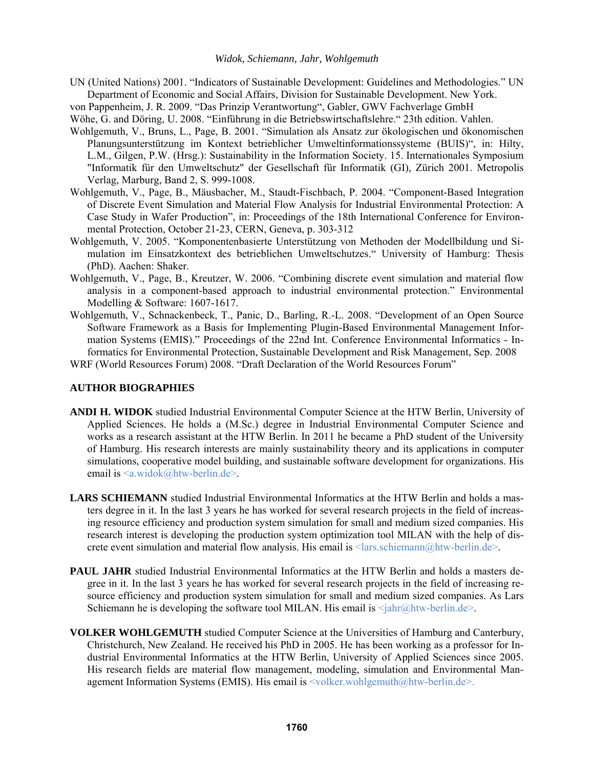UN (United Nations) 2001. “Indicators of Sustainable Development: Guidelines and Methodologies.” UN Department of Economic and Social Affairs, Division for Sustainable Development. New York.

von Pappenheim, J. R. 2009. “Das Prinzip Verantwortung“, Gabler, GWV Fachverlage GmbH

Wöhe, G. and Döring, U. 2008. “Einführung in die Betriebswirtschaftslehre.“ 23th edition. Vahlen.

Wohlgemuth, V., Bruns, L., Page, B. 2001. “Simulation als Ansatz zur ökologischen und ökonomischen Planungsunterstützung im Kontext betrieblicher Umweltinformationssysteme (BUIS)“, in: Hilty, L.M., Gilgen, P.W. (Hrsg.): Sustainability in the Information Society. 15. Internationales Symposium "Informatik für den Umweltschutz" der Gesellschaft für Informatik (GI), Zürich 2001. Metropolis Verlag, Marburg, Band 2, S. 999-1008.

Wohlgemuth, V., Page, B., Mäusbacher, M., Staudt-Fischbach, P. 2004. “Component-Based Integration of Discrete Event Simulation and Material Flow Analysis for Industrial Environmental Protection: A Case Study in Wafer Production”, in: Proceedings of the 18th International Conference for Environmental Protection, October 21-23, CERN, Geneva, p. 303-312

Wohlgemuth, V. 2005. “Komponentenbasierte Unterstützung von Methoden der Modellbildung und Simulation im Einsatzkontext des betrieblichen Umweltschutzes.“ University of Hamburg: Thesis (PhD). Aachen: Shaker.

Wohlgemuth, V., Page, B., Kreutzer, W. 2006. “Combining discrete event simulation and material flow analysis in a component-based approach to industrial environmental protection.” Environmental Modelling & Software: 1607-1617.

Wohlgemuth, V., Schnackenbeck, T., Panic, D., Barling, R.-L. 2008. “Development of an Open Source Software Framework as a Basis for Implementing Plugin-Based Environmental Management Information Systems (EMIS).” Proceedings of the 22nd Int. Conference Environmental Informatics - Informatics for Environmental Protection, Sustainable Development and Risk Management, Sep. 2008

WRF (World Resources Forum) 2008. “Draft Declaration of the World Resources Forum”

## AUTHOR BIOGRAPHIES

**ANDI H. WIDOK** studied Industrial Environmental Computer Science at the HTW Berlin, University of Applied Sciences. He holds a (M.Sc.) degree in Industrial Environmental Computer Science and works as a research assistant at the HTW Berlin. In 2011 he became a PhD student of the University of Hamburg. His research interests are mainly sustainability theory and its applications in computer simulations, cooperative model building, and sustainable software development for organizations. His email is <a.widok@htw-berlin.de>.

**LARS SCHIEMANN** studied Industrial Environmental Informatics at the HTW Berlin and holds a masters degree in it. In the last 3 years he has worked for several research projects in the field of increasing resource efficiency and production system simulation for small and medium sized companies. His research interest is developing the production system optimization tool MILAN with the help of discrete event simulation and material flow analysis. His email is <lars.schiemann@htw-berlin.de>.

**PAUL JAHR** studied Industrial Environmental Informatics at the HTW Berlin and holds a masters degree in it. In the last 3 years he has worked for several research projects in the field of increasing resource efficiency and production system simulation for small and medium sized companies. As Lars Schiemann he is developing the software tool MILAN. His email is <jahr@htw-berlin.de>.

**VOLKER WOHLGEMUTH** studied Computer Science at the Universities of Hamburg and Canterbury, Christchurch, New Zealand. He received his PhD in 2005. He has been working as a professor for Industrial Environmental Informatics at the HTW Berlin, University of Applied Sciences since 2005. His research fields are material flow management, modeling, simulation and Environmental Management Information Systems (EMIS). His email is <volker.wohlgemuth@htw-berlin.de>.